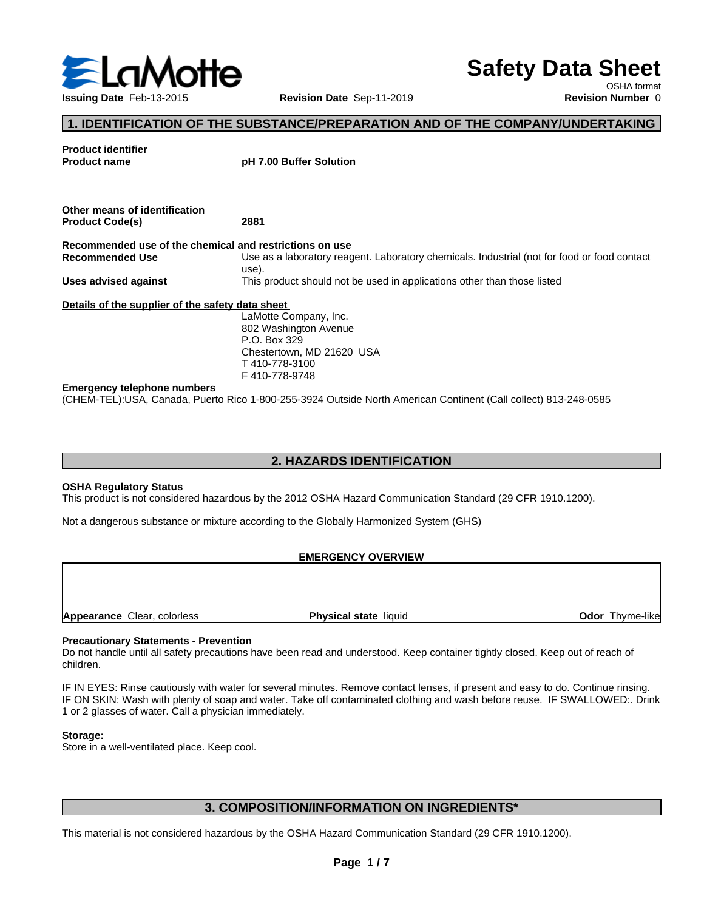**LaMotte**

**Issuing Date** Feb-13-2015 **Revision Date** Sep-11-2019 **Revision Number** 0

# Safety Data Sheet

OSHA format

## 1. IDENTIFICATION OF THE SUBSTANCE/PREPARATION AND OF THE COMPANY/UNDERTAKING

**Product identifier**

**Product name** **pH 7.00 Buffer Solution**

**Other means of identification**

**Product Code(s)** **2881**

**Recommended use of the chemical and restrictions on use**

**Recommended Use** Use as a laboratory reagent. Laboratory chemicals. Industrial (not for food or food contact use).

**Uses advised against** This product should not be used in applications other than those listed

**Details of the supplier of the safety data sheet**

LaMotte Company, Inc.
802 Washington Avenue
P.O. Box 329
Chestertown, MD 21620 USA
T 410-778-3100
F 410-778-9748

**Emergency telephone numbers**

(CHEM-TEL):USA, Canada, Puerto Rico 1-800-255-3924 Outside North American Continent (Call collect) 813-248-0585

## 2. HAZARDS IDENTIFICATION

**OSHA Regulatory Status**

This product is not considered hazardous by the 2012 OSHA Hazard Communication Standard (29 CFR 1910.1200).

Not a dangerous substance or mixture according to the Globally Harmonized System (GHS)

**EMERGENCY OVERVIEW**

**Appearance** Clear, colorless **Physical state** liquid **Odor** Thyme-like

**Precautionary Statements - Prevention**

Do not handle until all safety precautions have been read and understood. Keep container tightly closed. Keep out of reach of children.

IF IN EYES: Rinse cautiously with water for several minutes. Remove contact lenses, if present and easy to do. Continue rinsing. IF ON SKIN: Wash with plenty of soap and water. Take off contaminated clothing and wash before reuse. IF SWALLOWED:. Drink 1 or 2 glasses of water. Call a physician immediately.

**Storage:**

Store in a well-ventilated place. Keep cool.

## 3. COMPOSITION/INFORMATION ON INGREDIENTS*

This material is not considered hazardous by the OSHA Hazard Communication Standard (29 CFR 1910.1200).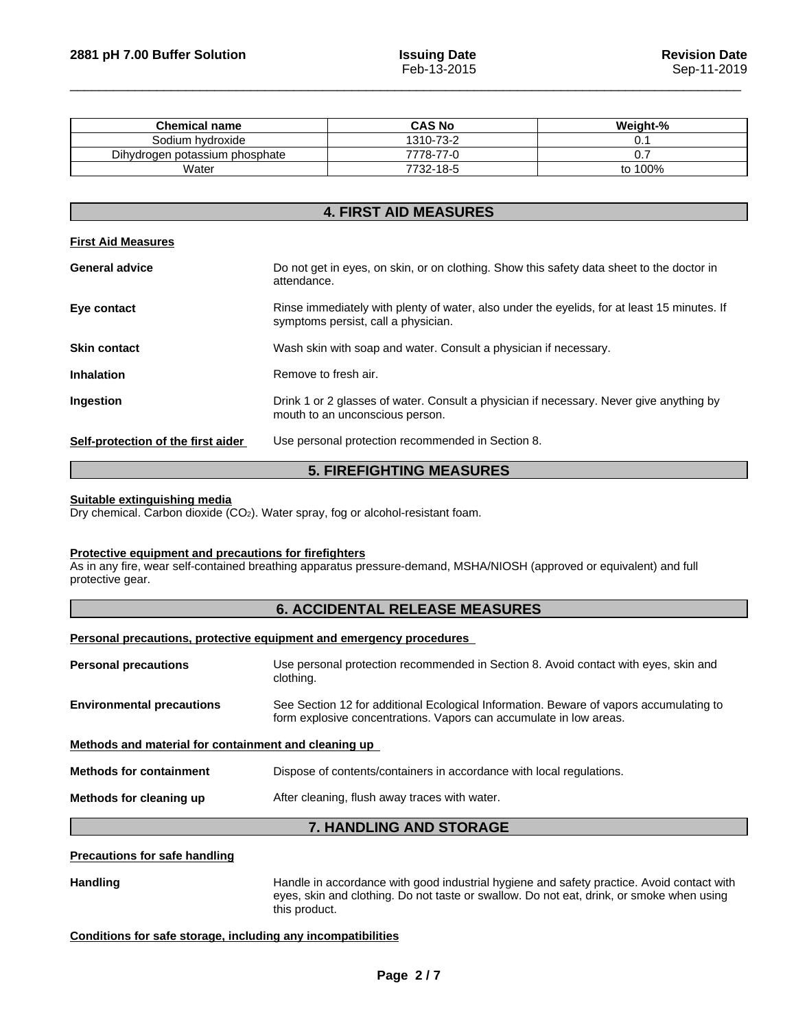| Chemical name | CAS No | Weight-% |
|---|---|---|
| Sodium hydroxide | 1310-73-2 | 0.1 |
| Dihydrogen potassium phosphate | 7778-77-0 | 0.7 |
| Water | 7732-18-5 | to 100% |

## 4. FIRST AID MEASURES

**First Aid Measures**

**General advice**
Do not get in eyes, on skin, or on clothing. Show this safety data sheet to the doctor in attendance.

**Eye contact**
Rinse immediately with plenty of water, also under the eyelids, for at least 15 minutes. If symptoms persist, call a physician.

**Skin contact**
Wash skin with soap and water. Consult a physician if necessary.

**Inhalation**
Remove to fresh air.

**Ingestion**
Drink 1 or 2 glasses of water. Consult a physician if necessary. Never give anything by mouth to an unconscious person.

**Self-protection of the first aider**
Use personal protection recommended in Section 8.

## 5. FIREFIGHTING MEASURES

**Suitable extinguishing media**

Dry chemical. Carbon dioxide ($CO_2$). Water spray, fog or alcohol-resistant foam.

**Protective equipment and precautions for firefighters**

As in any fire, wear self-contained breathing apparatus pressure-demand, MSHA/NIOSH (approved or equivalent) and full protective gear.

## 6. ACCIDENTAL RELEASE MEASURES

**Personal precautions, protective equipment and emergency procedures**

**Personal precautions**
Use personal protection recommended in Section 8. Avoid contact with eyes, skin and clothing.

**Environmental precautions**
See Section 12 for additional Ecological Information. Beware of vapors accumulating to form explosive concentrations. Vapors can accumulate in low areas.

**Methods and material for containment and cleaning up**

**Methods for containment**
Dispose of contents/containers in accordance with local regulations.

**Methods for cleaning up**
After cleaning, flush away traces with water.

## 7. HANDLING AND STORAGE

**Precautions for safe handling**

**Handling**
Handle in accordance with good industrial hygiene and safety practice. Avoid contact with eyes, skin and clothing. Do not taste or swallow. Do not eat, drink, or smoke when using this product.

**Conditions for safe storage, including any incompatibilities**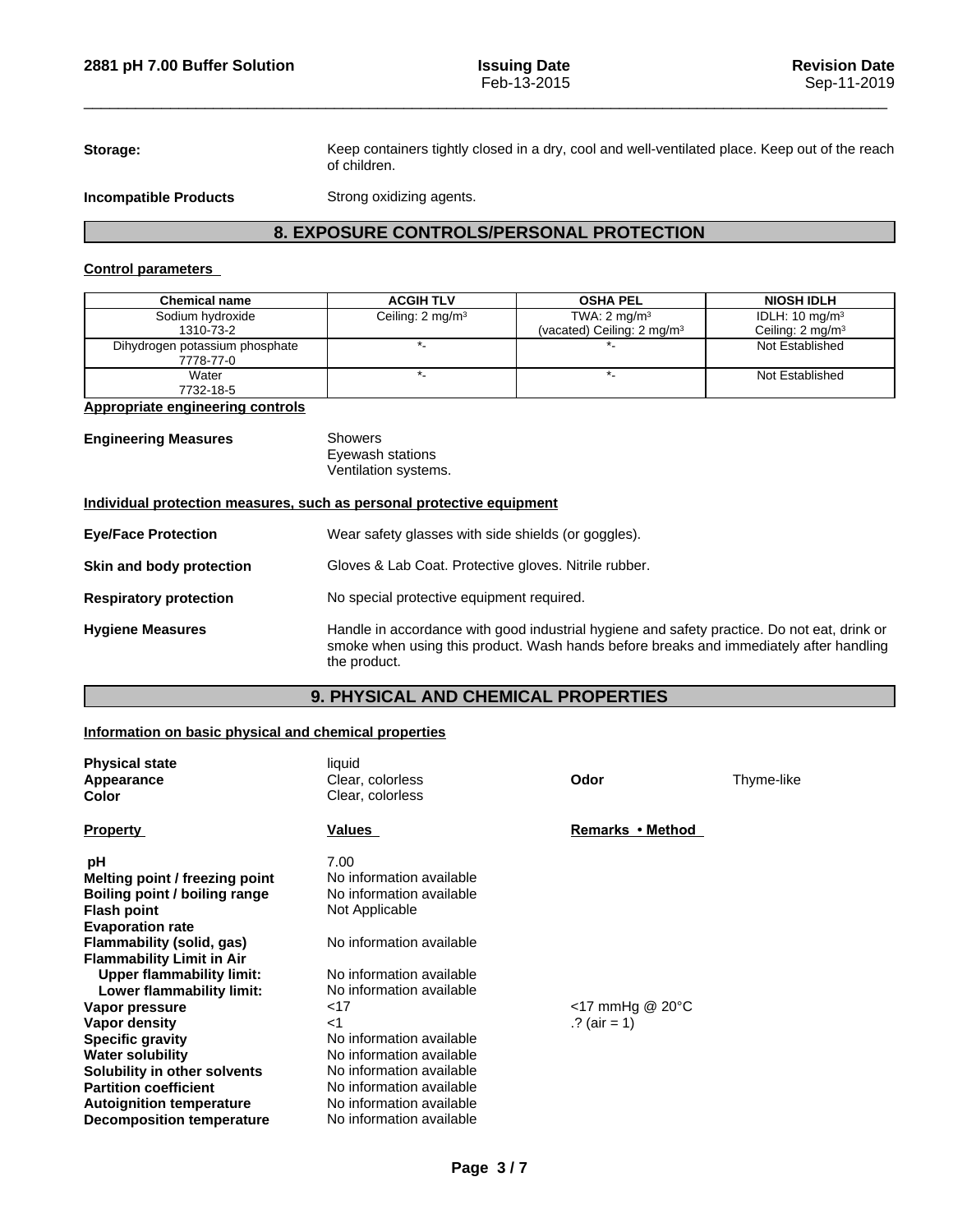**Storage:** Keep containers tightly closed in a dry, cool and well-ventilated place. Keep out of the reach of children.

**Incompatible Products** Strong oxidizing agents.

## 8. EXPOSURE CONTROLS/PERSONAL PROTECTION

### Control parameters

| Chemical name | ACGIH TLV | OSHA PEL | NIOSH IDLH |
|---|---|---|---|
| Sodium hydroxide 1310-73-2 | Ceiling: 2 mg/m³ | TWA: 2 mg/m³ (vacated) Ceiling: 2 mg/m³ | IDLH: 10 mg/m³ Ceiling: 2 mg/m³ |
| Dihydrogen potassium phosphate 7778-77-0 | *- | *- | Not Established |
| Water 7732-18-5 | *- | *- | Not Established |

### Appropriate engineering controls

**Engineering Measures** Showers
Eyewash stations
Ventilation systems.

### Individual protection measures, such as personal protective equipment

**Eye/Face Protection** Wear safety glasses with side shields (or goggles).

**Skin and body protection** Gloves & Lab Coat. Protective gloves. Nitrile rubber.

**Respiratory protection** No special protective equipment required.

**Hygiene Measures** Handle in accordance with good industrial hygiene and safety practice. Do not eat, drink or smoke when using this product. Wash hands before breaks and immediately after handling the product.

## 9. PHYSICAL AND CHEMICAL PROPERTIES

### Information on basic physical and chemical properties

**Physical state** liquid
**Appearance** Clear, colorless **Odor** Thyme-like
**Color** Clear, colorless

| Property | Values | Remarks • Method |
|---|---|---|
| **pH** | 7.00 | |
| **Melting point / freezing point** | No information available | |
| **Boiling point / boiling range** | No information available | |
| **Flash point** | Not Applicable | |
| **Evaporation rate** | | |
| **Flammability (solid, gas)** | No information available | |
| **Flammability Limit in Air** | | |
| **Upper flammability limit:** | No information available | |
| **Lower flammability limit:** | No information available | |
| **Vapor pressure** | <17 | <17 mmHg @ 20°C |
| **Vapor density** | <1 | .? (air = 1) |
| **Specific gravity** | No information available | |
| **Water solubility** | No information available | |
| **Solubility in other solvents** | No information available | |
| **Partition coefficient** | No information available | |
| **Autoignition temperature** | No information available | |
| **Decomposition temperature** | No information available | |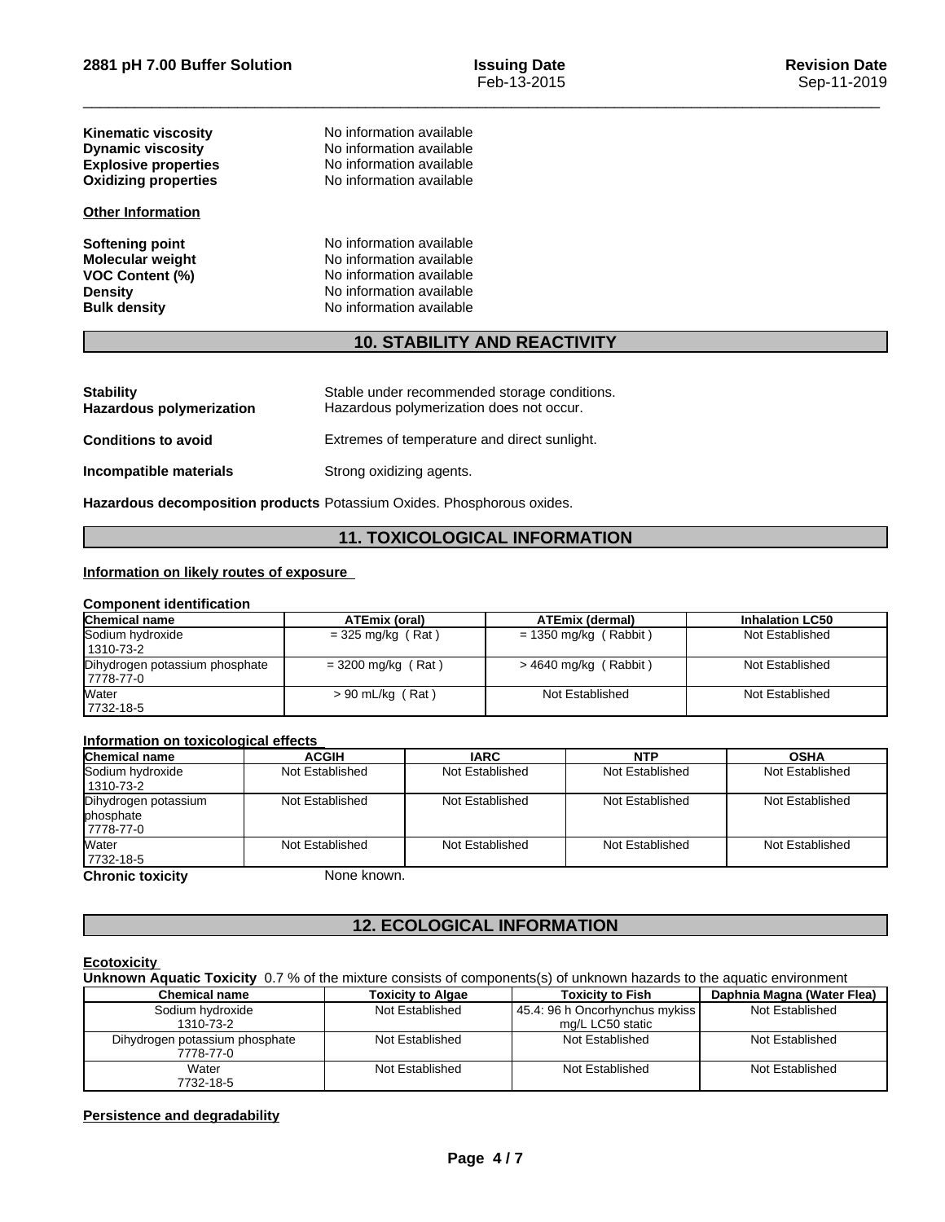**Kinematic viscosity** No information available
**Dynamic viscosity** No information available
**Explosive properties** No information available
**Oxidizing properties** No information available

**Other Information**

**Softening point** No information available
**Molecular weight** No information available
**VOC Content (%)** No information available
**Density** No information available
**Bulk density** No information available

## 10. STABILITY AND REACTIVITY

**Stability** Stable under recommended storage conditions.
**Hazardous polymerization** Hazardous polymerization does not occur.

**Conditions to avoid** Extremes of temperature and direct sunlight.

**Incompatible materials** Strong oxidizing agents.

**Hazardous decomposition products** Potassium Oxides. Phosphorous oxides.

## 11. TOXICOLOGICAL INFORMATION

**Information on likely routes of exposure**

**Component identification**

| Chemical name | ATEmix (oral) | ATEmix (dermal) | Inhalation LC50 |
|---|---|---|---|
| Sodium hydroxide 1310-73-2 | = 325 mg/kg ( Rat ) | = 1350 mg/kg ( Rabbit ) | Not Established |
| Dihydrogen potassium phosphate 7778-77-0 | = 3200 mg/kg ( Rat ) | > 4640 mg/kg ( Rabbit ) | Not Established |
| Water 7732-18-5 | > 90 mL/kg ( Rat ) | Not Established | Not Established |

**Information on toxicological effects**

| Chemical name | ACGIH | IARC | NTP | OSHA |
|---|---|---|---|---|
| Sodium hydroxide 1310-73-2 | Not Established | Not Established | Not Established | Not Established |
| Dihydrogen potassium phosphate 7778-77-0 | Not Established | Not Established | Not Established | Not Established |
| Water 7732-18-5 | Not Established | Not Established | Not Established | Not Established |

**Chronic toxicity** None known.

## 12. ECOLOGICAL INFORMATION

**Ecotoxicity**

**Unknown Aquatic Toxicity** 0.7 % of the mixture consists of components(s) of unknown hazards to the aquatic environment

| Chemical name | Toxicity to Algae | Toxicity to Fish | Daphnia Magna (Water Flea) |
|---|---|---|---|
| Sodium hydroxide 1310-73-2 | Not Established | 45.4: 96 h Oncorhynchus mykiss mg/L LC50 static | Not Established |
| Dihydrogen potassium phosphate 7778-77-0 | Not Established | Not Established | Not Established |
| Water 7732-18-5 | Not Established | Not Established | Not Established |

**Persistence and degradability**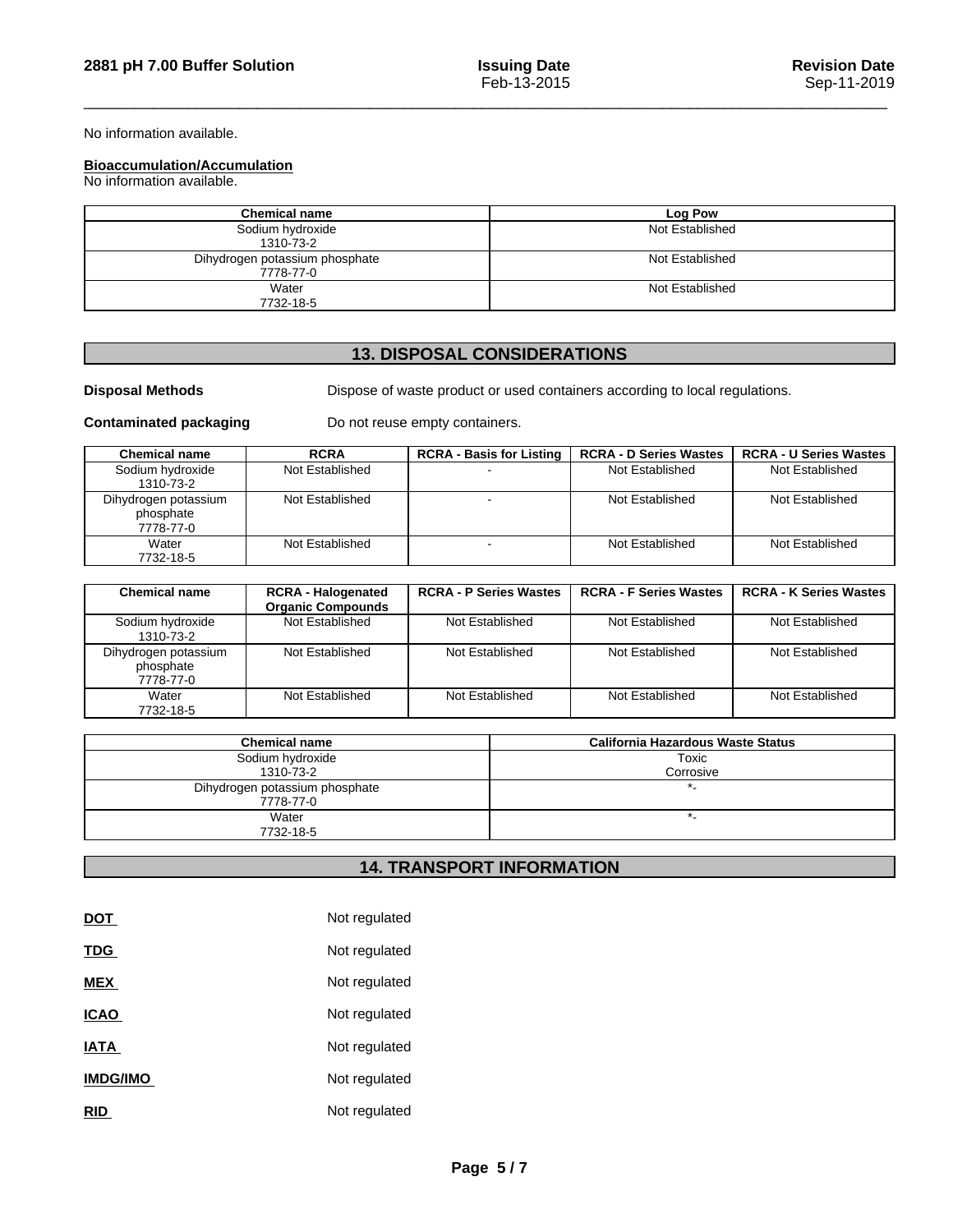No information available.

**Bioaccumulation/Accumulation**
No information available.

| Chemical name | Log Pow |
|---|---|
| Sodium hydroxide<br>1310-73-2 | Not Established |
| Dihydrogen potassium phosphate<br>7778-77-0 | Not Established |
| Water<br>7732-18-5 | Not Established |

## 13. DISPOSAL CONSIDERATIONS

**Disposal Methods** Dispose of waste product or used containers according to local regulations.

**Contaminated packaging** Do not reuse empty containers.

| Chemical name | RCRA | RCRA - Basis for Listing | RCRA - D Series Wastes | RCRA - U Series Wastes |
|---|---|---|---|---|
| Sodium hydroxide<br>1310-73-2 | Not Established | - | Not Established | Not Established |
| Dihydrogen potassium phosphate<br>7778-77-0 | Not Established | - | Not Established | Not Established |
| Water<br>7732-18-5 | Not Established | - | Not Established | Not Established |

| Chemical name | RCRA - Halogenated Organic Compounds | RCRA - P Series Wastes | RCRA - F Series Wastes | RCRA - K Series Wastes |
|---|---|---|---|---|
| Sodium hydroxide<br>1310-73-2 | Not Established | Not Established | Not Established | Not Established |
| Dihydrogen potassium phosphate<br>7778-77-0 | Not Established | Not Established | Not Established | Not Established |
| Water<br>7732-18-5 | Not Established | Not Established | Not Established | Not Established |

| Chemical name | California Hazardous Waste Status |
|---|---|
| Sodium hydroxide<br>1310-73-2 | Toxic<br>Corrosive |
| Dihydrogen potassium phosphate<br>7778-77-0 | *- |
| Water<br>7732-18-5 | *- |

## 14. TRANSPORT INFORMATION

**DOT** Not regulated

**TDG** Not regulated

**MEX** Not regulated

**ICAO** Not regulated

**IATA** Not regulated

**IMDG/IMO** Not regulated

**RID** Not regulated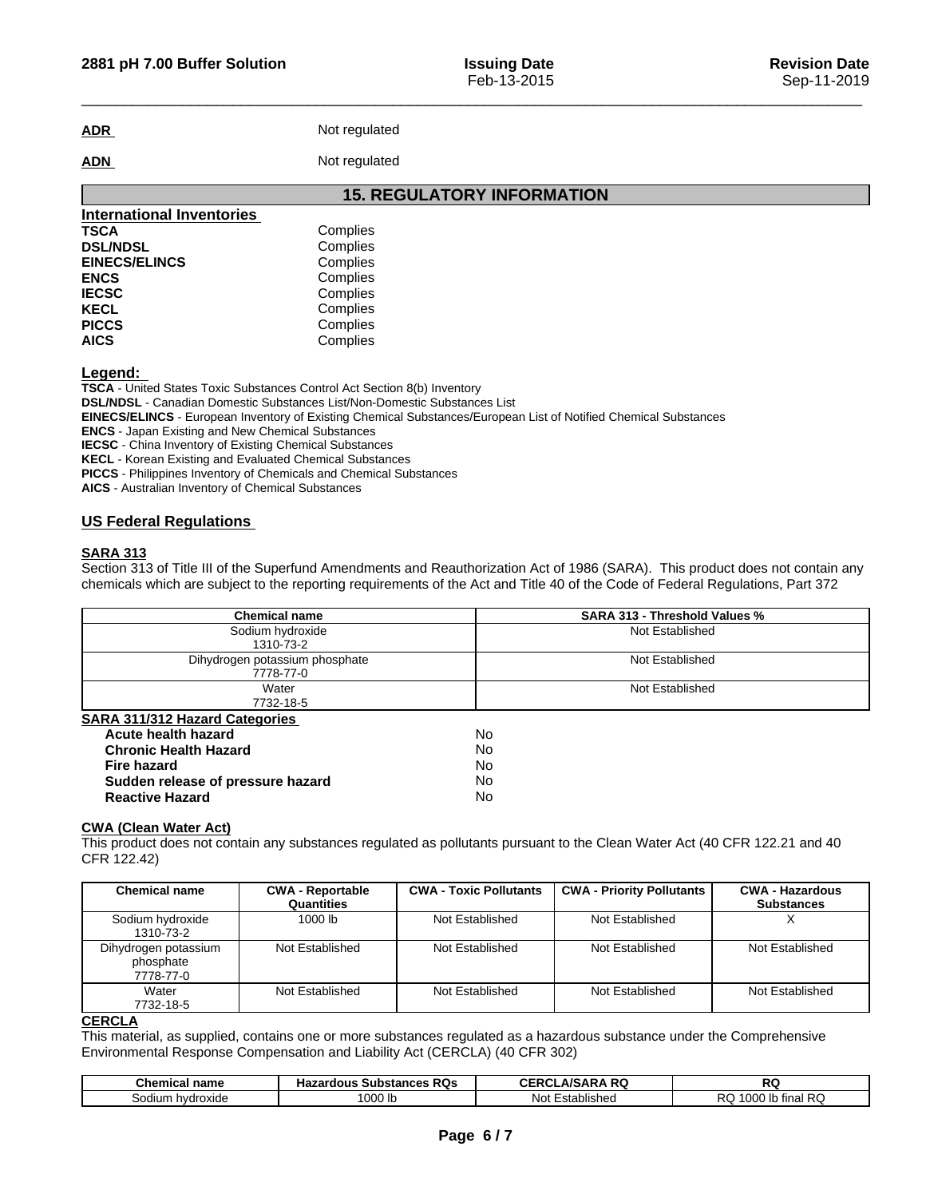**ADR** Not regulated

**ADN** Not regulated

## 15. REGULATORY INFORMATION

### International Inventories

| | |
|---|---|
| **TSCA** | Complies |
| **DSL/NDSL** | Complies |
| **EINECS/ELINCS** | Complies |
| **ENCS** | Complies |
| **IECSC** | Complies |
| **KECL** | Complies |
| **PICCS** | Complies |
| **AICS** | Complies |

**Legend:**

**TSCA** - United States Toxic Substances Control Act Section 8(b) Inventory
**DSL/NDSL** - Canadian Domestic Substances List/Non-Domestic Substances List
**EINECS/ELINCS** - European Inventory of Existing Chemical Substances/European List of Notified Chemical Substances
**ENCS** - Japan Existing and New Chemical Substances
**IECSC** - China Inventory of Existing Chemical Substances
**KECL** - Korean Existing and Evaluated Chemical Substances
**PICCS** - Philippines Inventory of Chemicals and Chemical Substances
**AICS** - Australian Inventory of Chemical Substances

### US Federal Regulations

**SARA 313**

Section 313 of Title III of the Superfund Amendments and Reauthorization Act of 1986 (SARA). This product does not contain any chemicals which are subject to the reporting requirements of the Act and Title 40 of the Code of Federal Regulations, Part 372

| Chemical name | SARA 313 - Threshold Values % |
|---|---|
| Sodium hydroxide 1310-73-2 | Not Established |
| Dihydrogen potassium phosphate 7778-77-0 | Not Established |
| Water 7732-18-5 | Not Established |

**SARA 311/312 Hazard Categories**

| | |
|---|---|
| **Acute health hazard** | No |
| **Chronic Health Hazard** | No |
| **Fire hazard** | No |
| **Sudden release of pressure hazard** | No |
| **Reactive Hazard** | No |

**CWA (Clean Water Act)**

This product does not contain any substances regulated as pollutants pursuant to the Clean Water Act (40 CFR 122.21 and 40 CFR 122.42)

| Chemical name | CWA - Reportable Quantities | CWA - Toxic Pollutants | CWA - Priority Pollutants | CWA - Hazardous Substances |
|---|---|---|---|---|
| Sodium hydroxide 1310-73-2 | 1000 lb | Not Established | Not Established | X |
| Dihydrogen potassium phosphate 7778-77-0 | Not Established | Not Established | Not Established | Not Established |
| Water 7732-18-5 | Not Established | Not Established | Not Established | Not Established |

**CERCLA**

This material, as supplied, contains one or more substances regulated as a hazardous substance under the Comprehensive Environmental Response Compensation and Liability Act (CERCLA) (40 CFR 302)

| Chemical name | Hazardous Substances RQs | CERCLA/SARA RQ | RQ |
|---|---|---|---|
| Sodium hydroxide | 1000 lb | Not Established | RQ 1000 lb final RQ |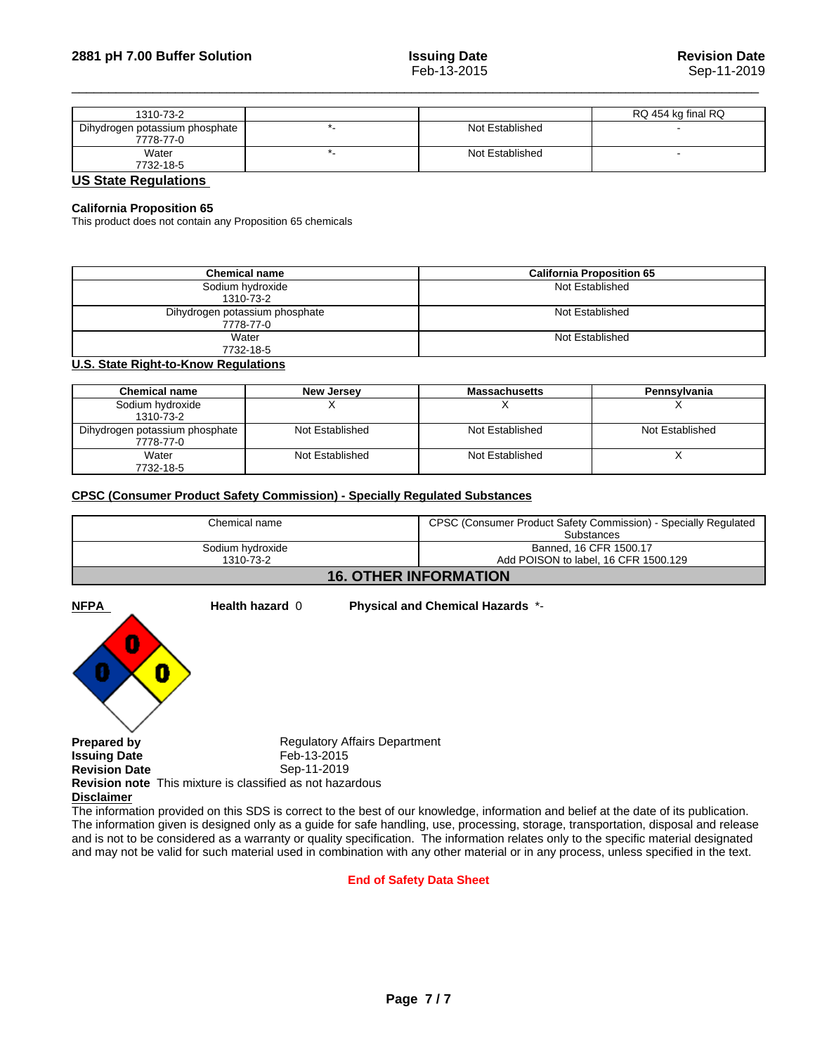| | | | |
|---|---|---|---|
| 1310-73-2 | | | RQ 454 kg final RQ |
| Dihydrogen potassium phosphate 7778-77-0 | *- | Not Established | - |
| Water 7732-18-5 | *- | Not Established | - |

## US State Regulations

### California Proposition 65

This product does not contain any Proposition 65 chemicals

| Chemical name | California Proposition 65 |
|---|---|
| Sodium hydroxide 1310-73-2 | Not Established |
| Dihydrogen potassium phosphate 7778-77-0 | Not Established |
| Water 7732-18-5 | Not Established |

## U.S. State Right-to-Know Regulations

| Chemical name | New Jersey | Massachusetts | Pennsylvania |
|---|---|---|---|
| Sodium hydroxide 1310-73-2 | X | X | X |
| Dihydrogen potassium phosphate 7778-77-0 | Not Established | Not Established | Not Established |
| Water 7732-18-5 | Not Established | Not Established | X |

## CPSC (Consumer Product Safety Commission) - Specially Regulated Substances

| Chemical name | CPSC (Consumer Product Safety Commission) - Specially Regulated Substances |
|---|---|
| Sodium hydroxide 1310-73-2 | Banned, 16 CFR 1500.17 Add POISON to label, 16 CFR 1500.129 |

# 16. OTHER INFORMATION

**NFPA** **Health hazard** 0 **Physical and Chemical Hazards** *-

0
0 0

**Prepared by** Regulatory Affairs Department
**Issuing Date** Feb-13-2015
**Revision Date** Sep-11-2019
**Revision note** This mixture is classified as not hazardous

**Disclaimer**

The information provided on this SDS is correct to the best of our knowledge, information and belief at the date of its publication. The information given is designed only as a guide for safe handling, use, processing, storage, transportation, disposal and release and is not to be considered as a warranty or quality specification. The information relates only to the specific material designated and may not be valid for such material used in combination with any other material or in any process, unless specified in the text.

**End of Safety Data Sheet**